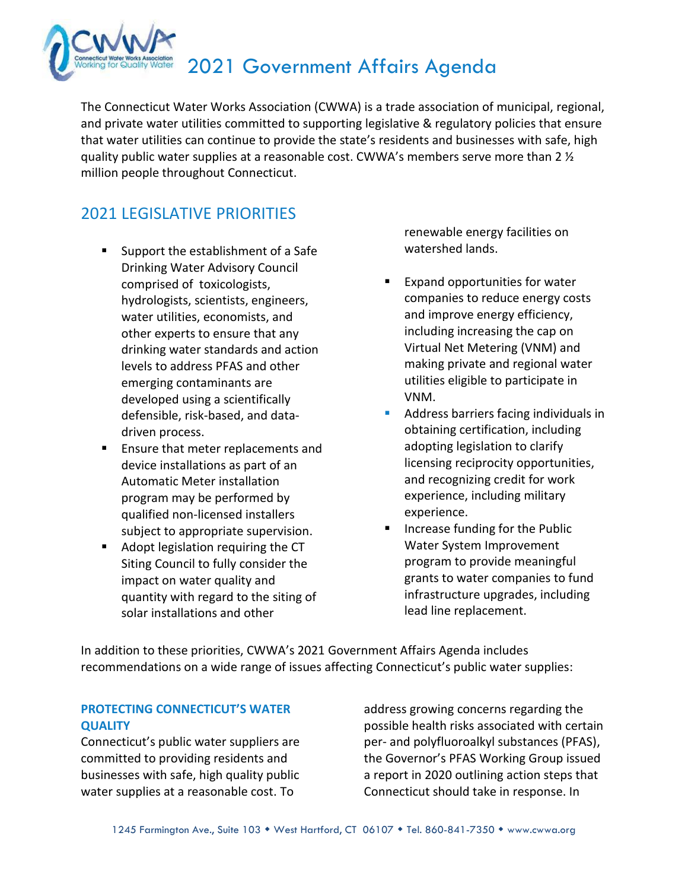# 2021 Government Affairs Agenda

The Connecticut Water Works Association (CWWA) is a trade association of municipal, regional, and private water utilities committed to supporting legislative & regulatory policies that ensure that water utilities can continue to provide the state's residents and businesses with safe, high quality public water supplies at a reasonable cost. CWWA's members serve more than 2 ½ million people throughout Connecticut.

## 2021 LEGISLATIVE PRIORITIES

- Support the establishment of a Safe Drinking Water Advisory Council comprised of toxicologists, hydrologists, scientists, engineers, water utilities, economists, and other experts to ensure that any drinking water standards and action levels to address PFAS and other emerging contaminants are developed using a scientifically defensible, risk-based, and data-driven process.
- Ensure that meter replacements and device installations as part of an Automatic Meter installation program may be performed by qualified non-licensed installers subject to appropriate supervision.
- Adopt legislation requiring the CT Siting Council to fully consider the impact on water quality and quantity with regard to the siting of solar installations and other renewable energy facilities on watershed lands.
- Expand opportunities for water companies to reduce energy costs and improve energy efficiency, including increasing the cap on Virtual Net Metering (VNM) and making private and regional water utilities eligible to participate in VNM.
- Address barriers facing individuals in obtaining certification, including adopting legislation to clarify licensing reciprocity opportunities, and recognizing credit for work experience, including military experience.
- Increase funding for the Public Water System Improvement program to provide meaningful grants to water companies to fund infrastructure upgrades, including lead line replacement.

In addition to these priorities, CWWA's 2021 Government Affairs Agenda includes recommendations on a wide range of issues affecting Connecticut's public water supplies:

### PROTECTING CONNECTICUT'S WATER QUALITY

Connecticut's public water suppliers are committed to providing residents and businesses with safe, high quality public water supplies at a reasonable cost. To address growing concerns regarding the possible health risks associated with certain per- and polyfluoroalkyl substances (PFAS), the Governor's PFAS Working Group issued a report in 2020 outlining action steps that Connecticut should take in response. In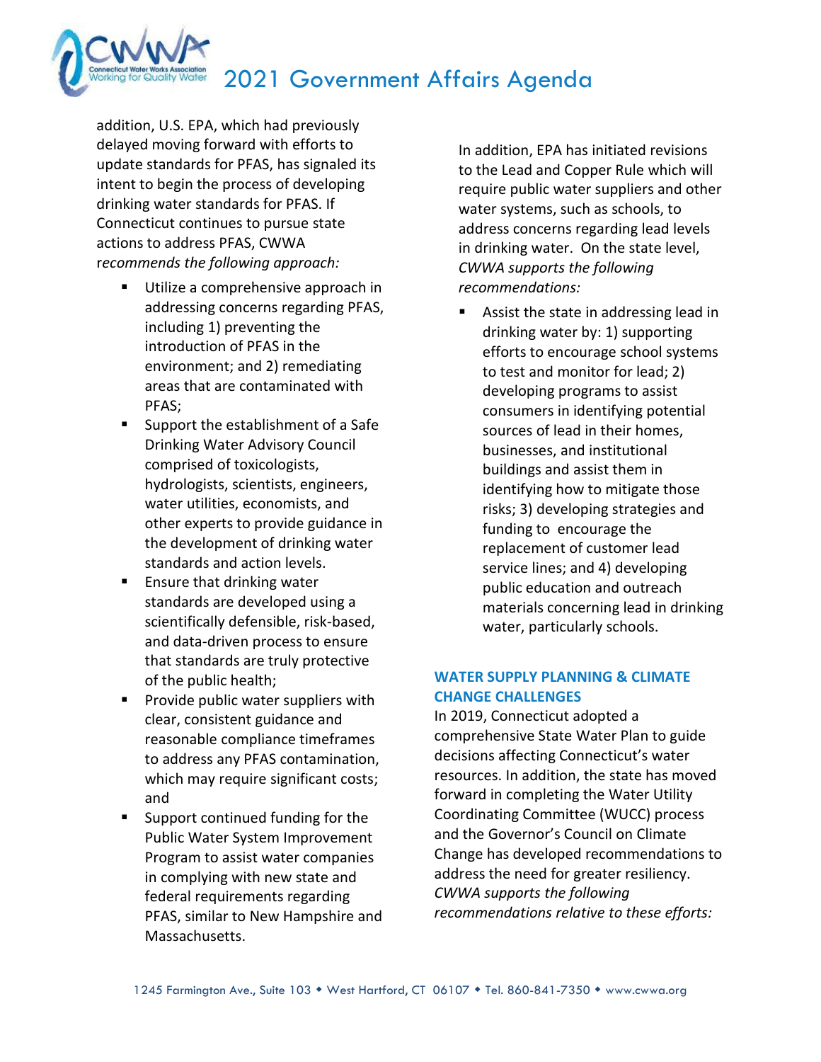addition, U.S. EPA, which had previously delayed moving forward with efforts to update standards for PFAS, has signaled its intent to begin the process of developing drinking water standards for PFAS. If Connecticut continues to pursue state actions to address PFAS, CWWA *recommends the following approach:*

- Utilize a comprehensive approach in addressing concerns regarding PFAS, including 1) preventing the introduction of PFAS in the environment; and 2) remediating areas that are contaminated with PFAS;
- Support the establishment of a Safe Drinking Water Advisory Council comprised of toxicologists, hydrologists, scientists, engineers, water utilities, economists, and other experts to provide guidance in the development of drinking water standards and action levels.
- Ensure that drinking water standards are developed using a scientifically defensible, risk-based, and data-driven process to ensure that standards are truly protective of the public health;
- Provide public water suppliers with clear, consistent guidance and reasonable compliance timeframes to address any PFAS contamination, which may require significant costs; and
- Support continued funding for the Public Water System Improvement Program to assist water companies in complying with new state and federal requirements regarding PFAS, similar to New Hampshire and Massachusetts.

In addition, EPA has initiated revisions to the Lead and Copper Rule which will require public water suppliers and other water systems, such as schools, to address concerns regarding lead levels in drinking water. On the state level, *CWWA supports the following recommendations:*

- Assist the state in addressing lead in drinking water by: 1) supporting efforts to encourage school systems to test and monitor for lead; 2) developing programs to assist consumers in identifying potential sources of lead in their homes, businesses, and institutional buildings and assist them in identifying how to mitigate those risks; 3) developing strategies and funding to encourage the replacement of customer lead service lines; and 4) developing public education and outreach materials concerning lead in drinking water, particularly schools.

## WATER SUPPLY PLANNING & CLIMATE CHANGE CHALLENGES

In 2019, Connecticut adopted a comprehensive State Water Plan to guide decisions affecting Connecticut's water resources. In addition, the state has moved forward in completing the Water Utility Coordinating Committee (WUCC) process and the Governor's Council on Climate Change has developed recommendations to address the need for greater resiliency. *CWWA supports the following recommendations relative to these efforts:*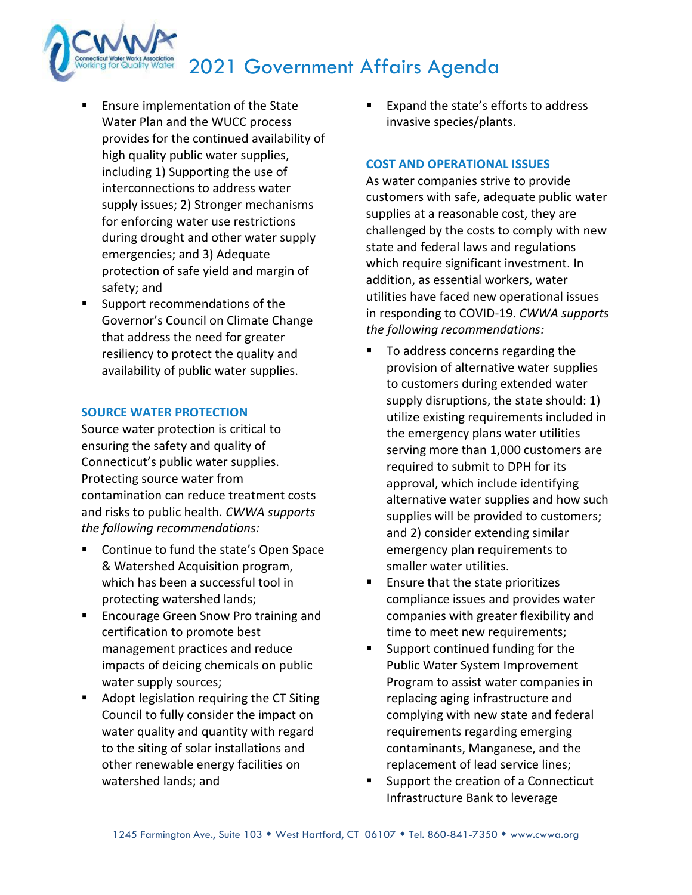- Ensure implementation of the State Water Plan and the WUCC process provides for the continued availability of high quality public water supplies, including 1) Supporting the use of interconnections to address water supply issues; 2) Stronger mechanisms for enforcing water use restrictions during drought and other water supply emergencies; and 3) Adequate protection of safe yield and margin of safety; and
- Support recommendations of the Governor's Council on Climate Change that address the need for greater resiliency to protect the quality and availability of public water supplies.

## SOURCE WATER PROTECTION

Source water protection is critical to ensuring the safety and quality of Connecticut's public water supplies. Protecting source water from contamination can reduce treatment costs and risks to public health. *CWWA supports the following recommendations:*

- Continue to fund the state's Open Space & Watershed Acquisition program, which has been a successful tool in protecting watershed lands;
- Encourage Green Snow Pro training and certification to promote best management practices and reduce impacts of deicing chemicals on public water supply sources;
- Adopt legislation requiring the CT Siting Council to fully consider the impact on water quality and quantity with regard to the siting of solar installations and other renewable energy facilities on watershed lands; and
- Expand the state's efforts to address invasive species/plants.

## COST AND OPERATIONAL ISSUES

As water companies strive to provide customers with safe, adequate public water supplies at a reasonable cost, they are challenged by the costs to comply with new state and federal laws and regulations which require significant investment. In addition, as essential workers, water utilities have faced new operational issues in responding to COVID-19. *CWWA supports the following recommendations:*

- To address concerns regarding the provision of alternative water supplies to customers during extended water supply disruptions, the state should: 1) utilize existing requirements included in the emergency plans water utilities serving more than 1,000 customers are required to submit to DPH for its approval, which include identifying alternative water supplies and how such supplies will be provided to customers; and 2) consider extending similar emergency plan requirements to smaller water utilities.
- Ensure that the state prioritizes compliance issues and provides water companies with greater flexibility and time to meet new requirements;
- Support continued funding for the Public Water System Improvement Program to assist water companies in replacing aging infrastructure and complying with new state and federal requirements regarding emerging contaminants, Manganese, and the replacement of lead service lines;
- Support the creation of a Connecticut Infrastructure Bank to leverage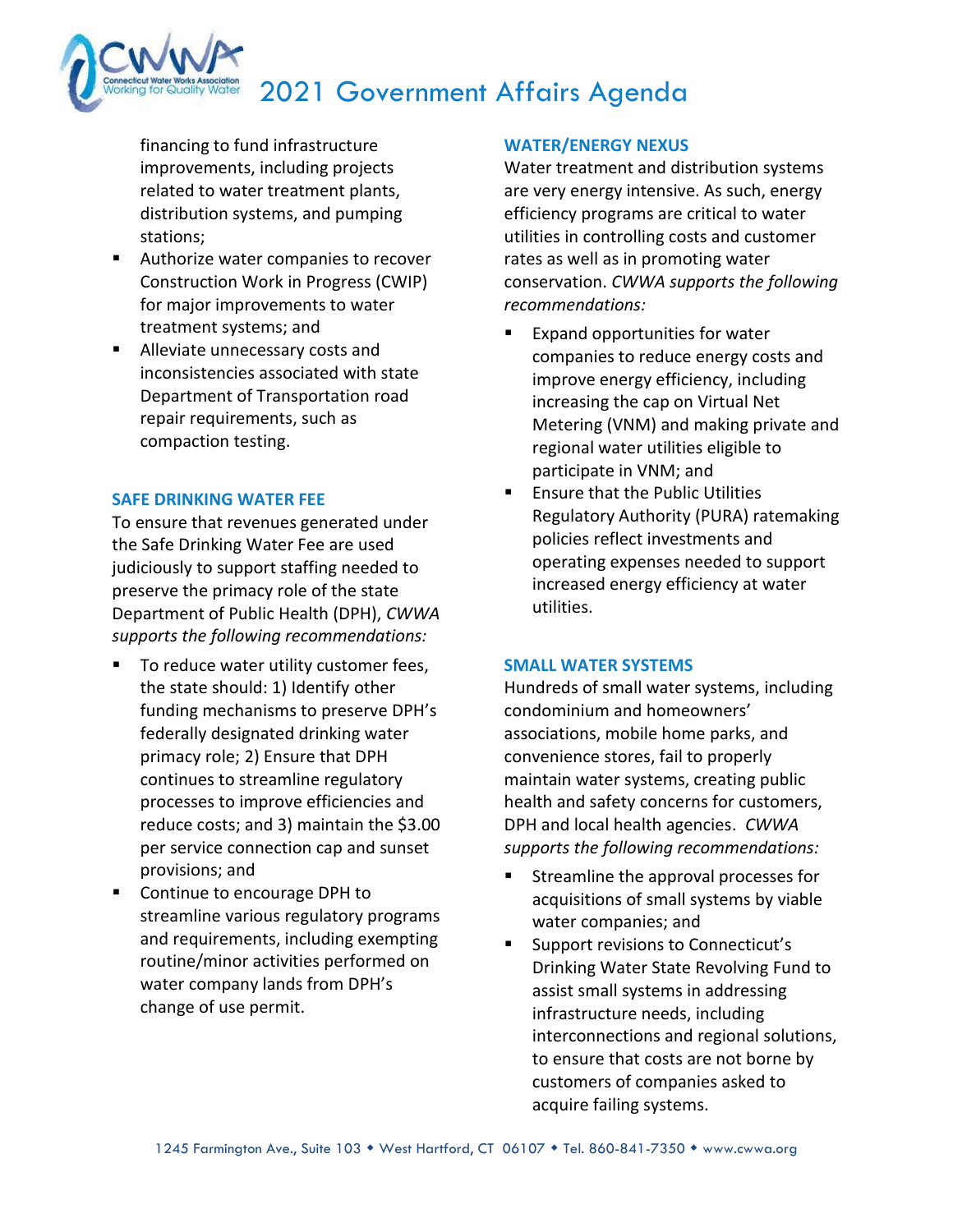financing to fund infrastructure improvements, including projects related to water treatment plants, distribution systems, and pumping stations;

- Authorize water companies to recover Construction Work in Progress (CWIP) for major improvements to water treatment systems; and
- Alleviate unnecessary costs and inconsistencies associated with state Department of Transportation road repair requirements, such as compaction testing.

### SAFE DRINKING WATER FEE

To ensure that revenues generated under the Safe Drinking Water Fee are used judiciously to support staffing needed to preserve the primacy role of the state Department of Public Health (DPH), *CWWA supports the following recommendations:*

- To reduce water utility customer fees, the state should: 1) Identify other funding mechanisms to preserve DPH's federally designated drinking water primacy role; 2) Ensure that DPH continues to streamline regulatory processes to improve efficiencies and reduce costs; and 3) maintain the $3.00 per service connection cap and sunset provisions; and
- Continue to encourage DPH to streamline various regulatory programs and requirements, including exempting routine/minor activities performed on water company lands from DPH's change of use permit.

### WATER/ENERGY NEXUS

Water treatment and distribution systems are very energy intensive. As such, energy efficiency programs are critical to water utilities in controlling costs and customer rates as well as in promoting water conservation. *CWWA supports the following recommendations:*

- Expand opportunities for water companies to reduce energy costs and improve energy efficiency, including increasing the cap on Virtual Net Metering (VNM) and making private and regional water utilities eligible to participate in VNM; and
- Ensure that the Public Utilities Regulatory Authority (PURA) ratemaking policies reflect investments and operating expenses needed to support increased energy efficiency at water utilities.

### SMALL WATER SYSTEMS

Hundreds of small water systems, including condominium and homeowners' associations, mobile home parks, and convenience stores, fail to properly maintain water systems, creating public health and safety concerns for customers, DPH and local health agencies. *CWWA supports the following recommendations:*

- Streamline the approval processes for acquisitions of small systems by viable water companies; and
- Support revisions to Connecticut's Drinking Water State Revolving Fund to assist small systems in addressing infrastructure needs, including interconnections and regional solutions, to ensure that costs are not borne by customers of companies asked to acquire failing systems.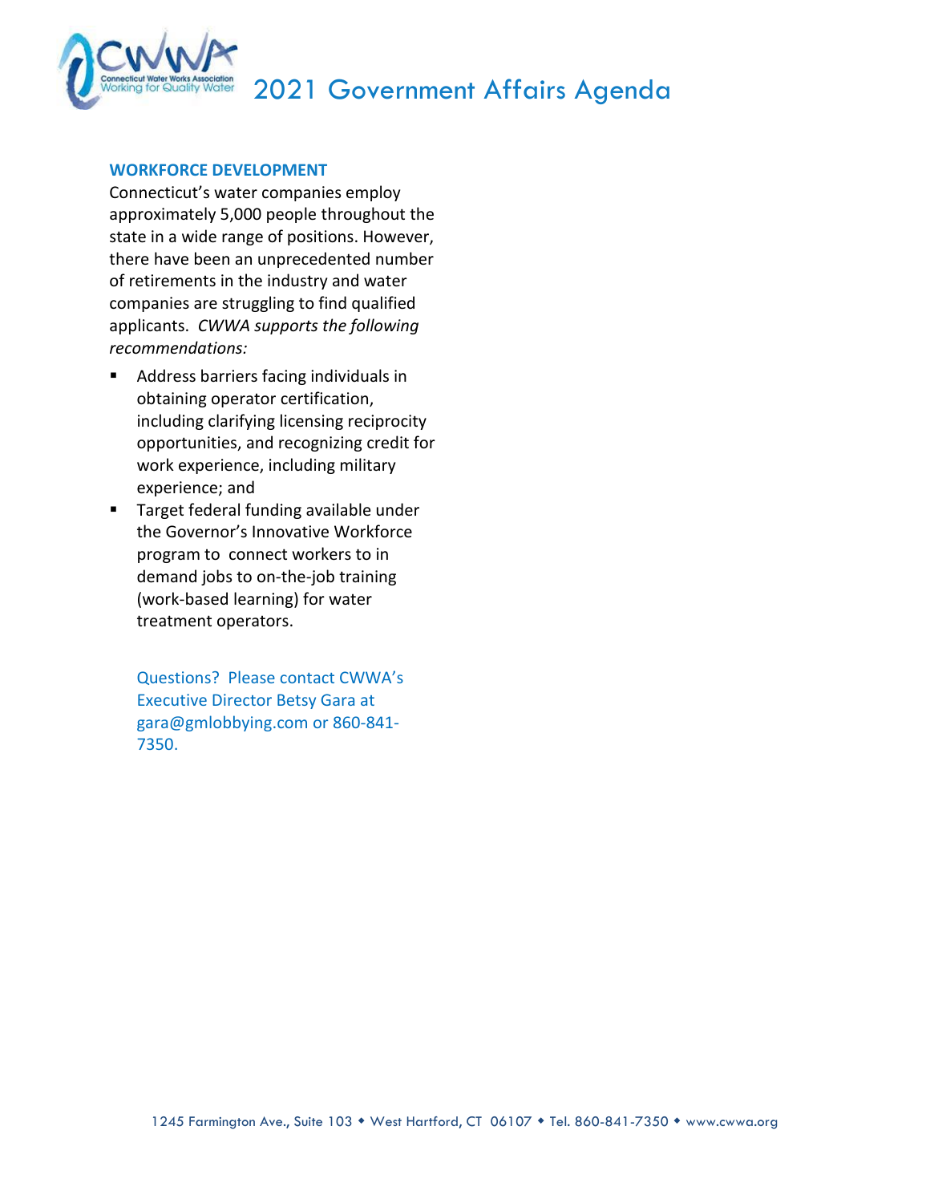## WORKFORCE DEVELOPMENT

Connecticut's water companies employ approximately 5,000 people throughout the state in a wide range of positions. However, there have been an unprecedented number of retirements in the industry and water companies are struggling to find qualified applicants. *CWWA supports the following recommendations:*

- Address barriers facing individuals in obtaining operator certification, including clarifying licensing reciprocity opportunities, and recognizing credit for work experience, including military experience; and
- Target federal funding available under the Governor's Innovative Workforce program to connect workers to in demand jobs to on-the-job training (work-based learning) for water treatment operators.

Questions? Please contact CWWA's Executive Director Betsy Gara at gara@gmlobbying.com or 860-841-7350.